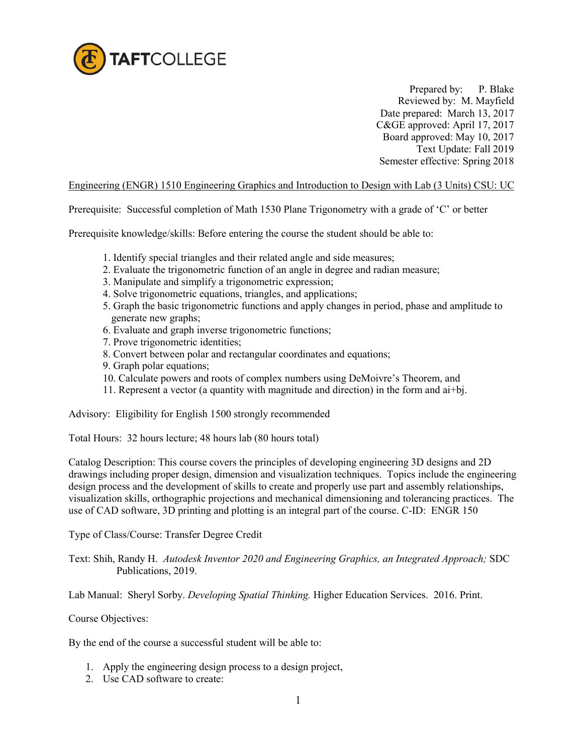TAFTCOLLEGE

Prepared by: P. Blake
Reviewed by: M. Mayfield
Date prepared: March 13, 2017
C&GE approved: April 17, 2017
Board approved: May 10, 2017
Text Update: Fall 2019
Semester effective: Spring 2018

Engineering (ENGR) 1510 Engineering Graphics and Introduction to Design with Lab (3 Units) CSU: UC

Prerequisite: Successful completion of Math 1530 Plane Trigonometry with a grade of 'C' or better

Prerequisite knowledge/skills: Before entering the course the student should be able to:

1. Identify special triangles and their related angle and side measures;
2. Evaluate the trigonometric function of an angle in degree and radian measure;
3. Manipulate and simplify a trigonometric expression;
4. Solve trigonometric equations, triangles, and applications;
5. Graph the basic trigonometric functions and apply changes in period, phase and amplitude to generate new graphs;
6. Evaluate and graph inverse trigonometric functions;
7. Prove trigonometric identities;
8. Convert between polar and rectangular coordinates and equations;
9. Graph polar equations;
10. Calculate powers and roots of complex numbers using DeMoivre's Theorem, and
11. Represent a vector (a quantity with magnitude and direction) in the form and ai+bj.

Advisory: Eligibility for English 1500 strongly recommended

Total Hours: 32 hours lecture; 48 hours lab (80 hours total)

Catalog Description: This course covers the principles of developing engineering 3D designs and 2D drawings including proper design, dimension and visualization techniques. Topics include the engineering design process and the development of skills to create and properly use part and assembly relationships, visualization skills, orthographic projections and mechanical dimensioning and tolerancing practices. The use of CAD software, 3D printing and plotting is an integral part of the course. C-ID: ENGR 150

Type of Class/Course: Transfer Degree Credit

Text: Shih, Randy H. *Autodesk Inventor 2020 and Engineering Graphics, an Integrated Approach;* SDC Publications, 2019.

Lab Manual: Sheryl Sorby. *Developing Spatial Thinking.* Higher Education Services. 2016. Print.

Course Objectives:

By the end of the course a successful student will be able to:

1. Apply the engineering design process to a design project,
2. Use CAD software to create: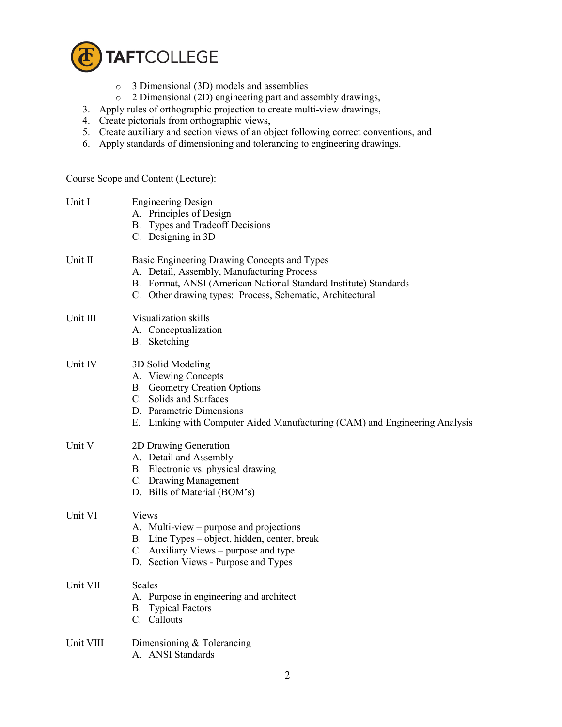- 3 Dimensional (3D) models and assemblies
- 2 Dimensional (2D) engineering part and assembly drawings,

3. Apply rules of orthographic projection to create multi-view drawings,
4. Create pictorials from orthographic views,
5. Create auxiliary and section views of an object following correct conventions, and
6. Apply standards of dimensioning and tolerancing to engineering drawings.

Course Scope and Content (Lecture):

Unit I — Engineering Design

A. Principles of Design
B. Types and Tradeoff Decisions
C. Designing in 3D

Unit II — Basic Engineering Drawing Concepts and Types

A. Detail, Assembly, Manufacturing Process
B. Format, ANSI (American National Standard Institute) Standards
C. Other drawing types: Process, Schematic, Architectural

Unit III — Visualization skills

A. Conceptualization
B. Sketching

Unit IV — 3D Solid Modeling

A. Viewing Concepts
B. Geometry Creation Options
C. Solids and Surfaces
D. Parametric Dimensions
E. Linking with Computer Aided Manufacturing (CAM) and Engineering Analysis

Unit V — 2D Drawing Generation

A. Detail and Assembly
B. Electronic vs. physical drawing
C. Drawing Management
D. Bills of Material (BOM's)

Unit VI — Views

A. Multi-view – purpose and projections
B. Line Types – object, hidden, center, break
C. Auxiliary Views – purpose and type
D. Section Views - Purpose and Types

Unit VII — Scales

A. Purpose in engineering and architect
B. Typical Factors
C. Callouts

Unit VIII — Dimensioning & Tolerancing

A. ANSI Standards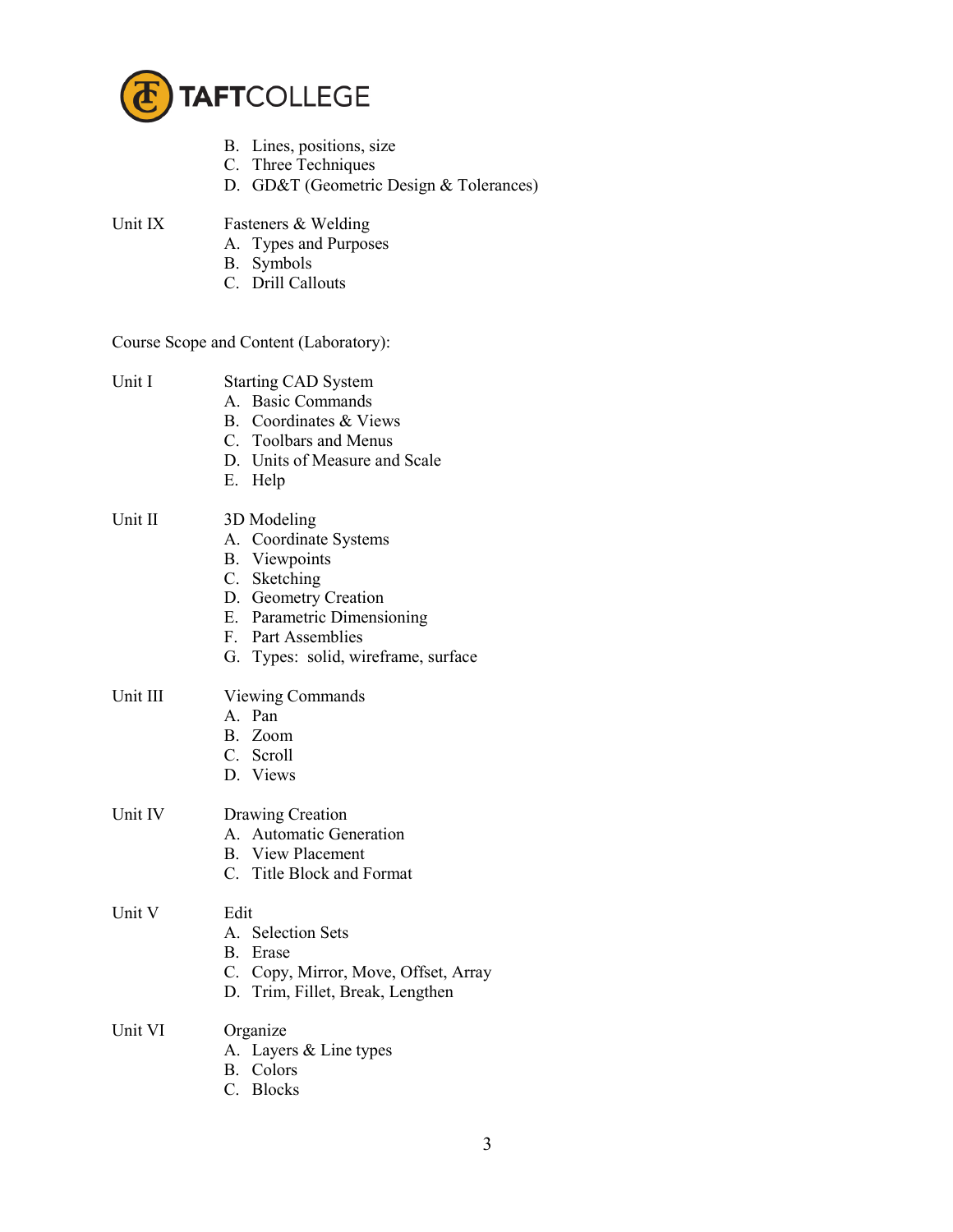B. Lines, positions, size
  C. Three Techniques
  D. GD&T (Geometric Design & Tolerances)

Unit IX Fasteners & Welding
  A. Types and Purposes
  B. Symbols
  C. Drill Callouts

Course Scope and Content (Laboratory):

Unit I Starting CAD System
  A. Basic Commands
  B. Coordinates & Views
  C. Toolbars and Menus
  D. Units of Measure and Scale
  E. Help

Unit II 3D Modeling
  A. Coordinate Systems
  B. Viewpoints
  C. Sketching
  D. Geometry Creation
  E. Parametric Dimensioning
  F. Part Assemblies
  G. Types: solid, wireframe, surface

Unit III Viewing Commands
  A. Pan
  B. Zoom
  C. Scroll
  D. Views

Unit IV Drawing Creation
  A. Automatic Generation
  B. View Placement
  C. Title Block and Format

Unit V Edit
  A. Selection Sets
  B. Erase
  C. Copy, Mirror, Move, Offset, Array
  D. Trim, Fillet, Break, Lengthen

Unit VI Organize
  A. Layers & Line types
  B. Colors
  C. Blocks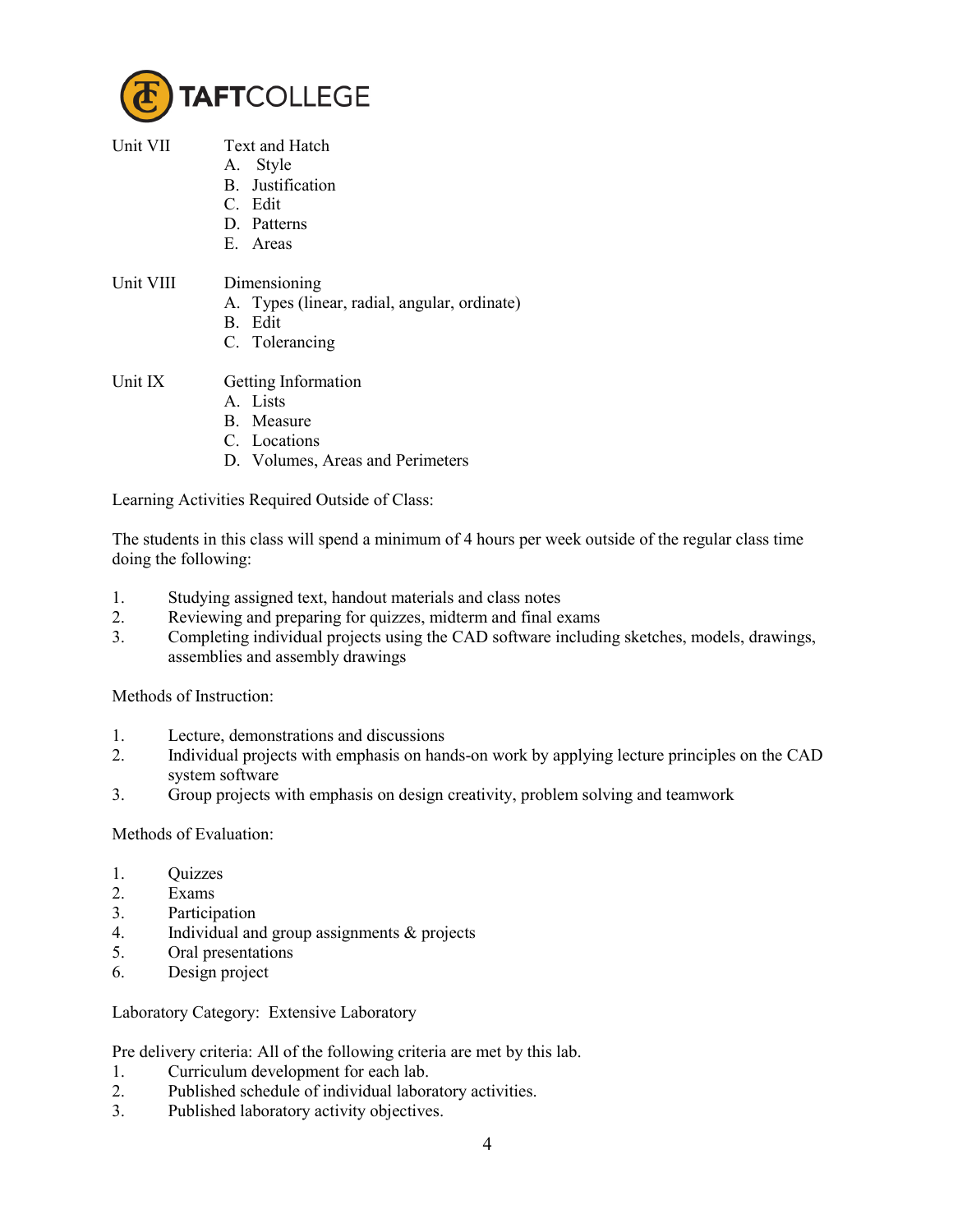Unit VII Text and Hatch

A. Style
B. Justification
C. Edit
D. Patterns
E. Areas

Unit VIII Dimensioning

A. Types (linear, radial, angular, ordinate)
B. Edit
C. Tolerancing

Unit IX Getting Information

A. Lists
B. Measure
C. Locations
D. Volumes, Areas and Perimeters

Learning Activities Required Outside of Class:

The students in this class will spend a minimum of 4 hours per week outside of the regular class time doing the following:

1. Studying assigned text, handout materials and class notes
2. Reviewing and preparing for quizzes, midterm and final exams
3. Completing individual projects using the CAD software including sketches, models, drawings, assemblies and assembly drawings

Methods of Instruction:

1. Lecture, demonstrations and discussions
2. Individual projects with emphasis on hands-on work by applying lecture principles on the CAD system software
3. Group projects with emphasis on design creativity, problem solving and teamwork

Methods of Evaluation:

1. Quizzes
2. Exams
3. Participation
4. Individual and group assignments & projects
5. Oral presentations
6. Design project

Laboratory Category: Extensive Laboratory

Pre delivery criteria: All of the following criteria are met by this lab.

1. Curriculum development for each lab.
2. Published schedule of individual laboratory activities.
3. Published laboratory activity objectives.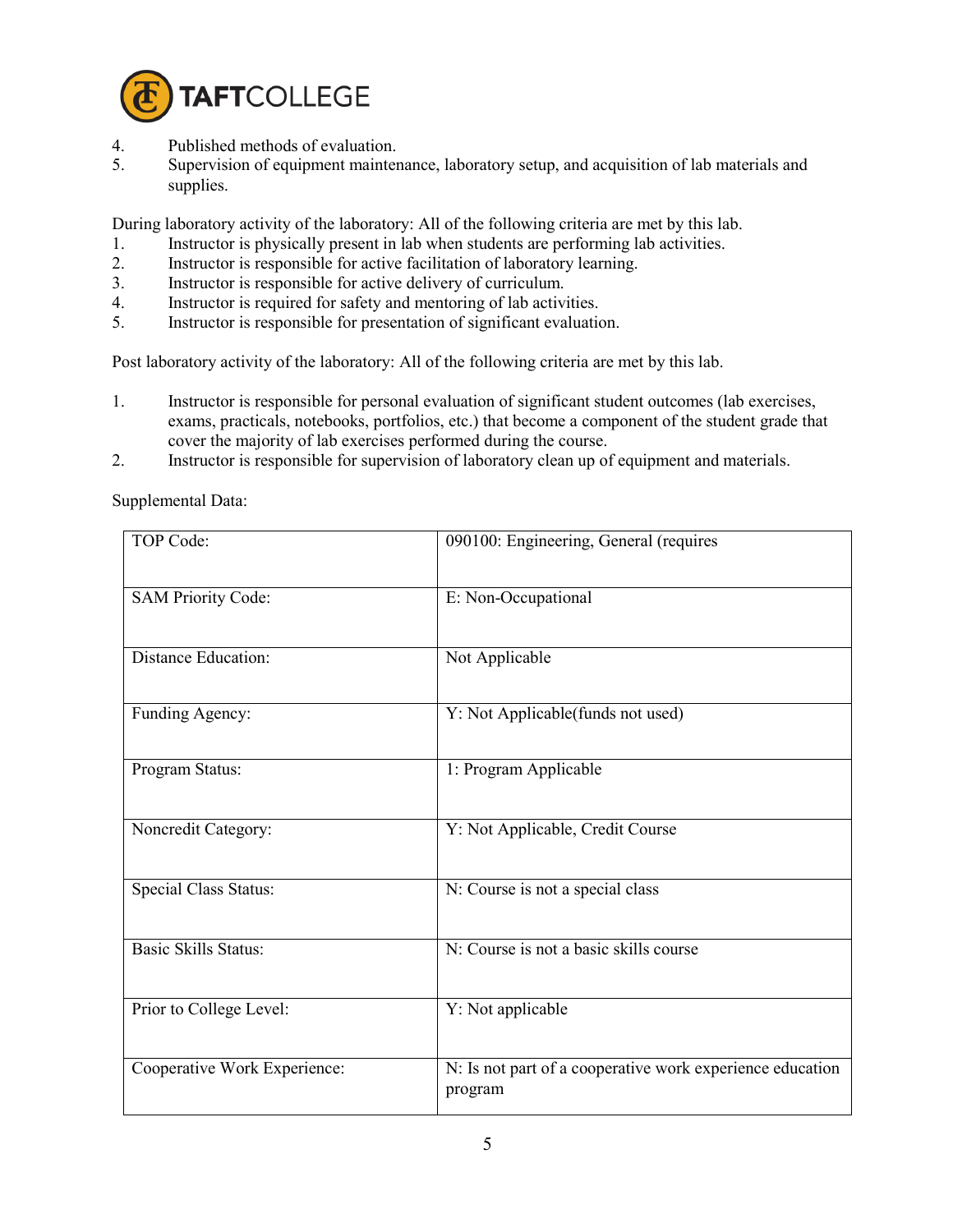4. Published methods of evaluation.
5. Supervision of equipment maintenance, laboratory setup, and acquisition of lab materials and supplies.

During laboratory activity of the laboratory: All of the following criteria are met by this lab.
1. Instructor is physically present in lab when students are performing lab activities.
2. Instructor is responsible for active facilitation of laboratory learning.
3. Instructor is responsible for active delivery of curriculum.
4. Instructor is required for safety and mentoring of lab activities.
5. Instructor is responsible for presentation of significant evaluation.

Post laboratory activity of the laboratory: All of the following criteria are met by this lab.

1. Instructor is responsible for personal evaluation of significant student outcomes (lab exercises, exams, practicals, notebooks, portfolios, etc.) that become a component of the student grade that cover the majority of lab exercises performed during the course.
2. Instructor is responsible for supervision of laboratory clean up of equipment and materials.

Supplemental Data:

| TOP Code: | 090100: Engineering, General (requires |
|---|---|
| SAM Priority Code: | E: Non-Occupational |
| Distance Education: | Not Applicable |
| Funding Agency: | Y: Not Applicable(funds not used) |
| Program Status: | 1: Program Applicable |
| Noncredit Category: | Y: Not Applicable, Credit Course |
| Special Class Status: | N: Course is not a special class |
| Basic Skills Status: | N: Course is not a basic skills course |
| Prior to College Level: | Y: Not applicable |
| Cooperative Work Experience: | N: Is not part of a cooperative work experience education program |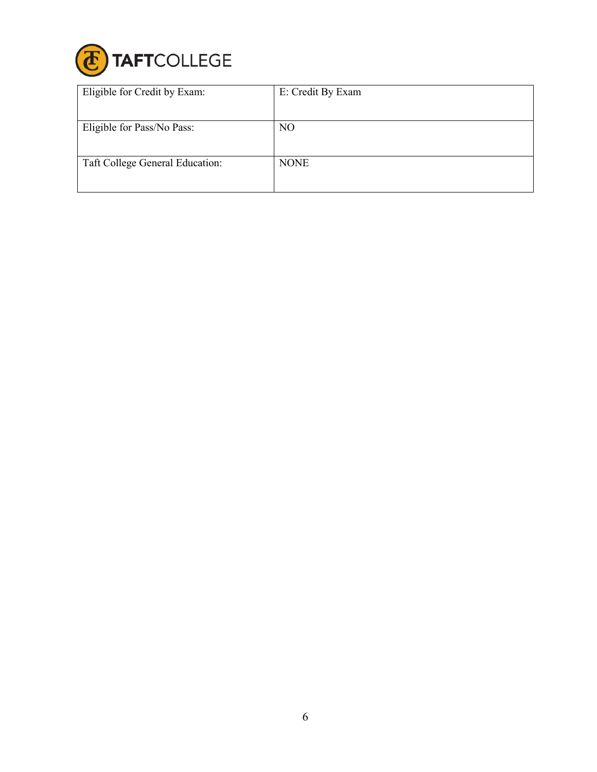| | |
|---|---|
| Eligible for Credit by Exam: | E: Credit By Exam |
| Eligible for Pass/No Pass: | NO |
| Taft College General Education: | NONE |